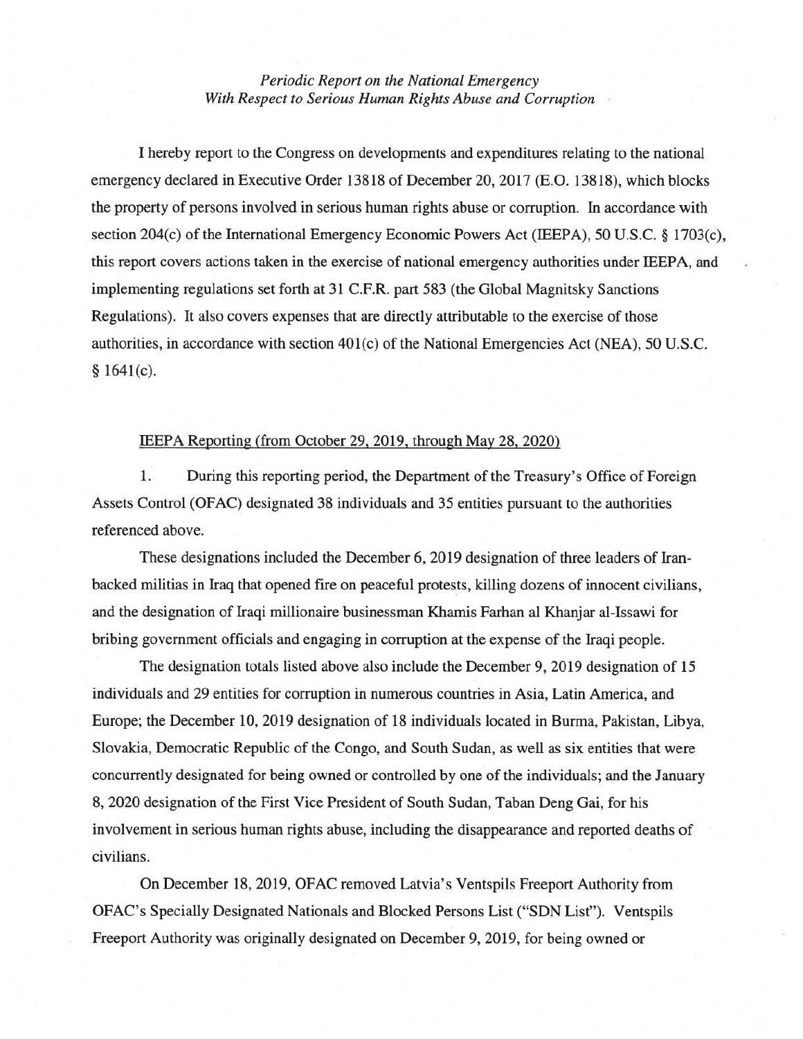*Periodic Report on the National Emergency*
*With Respect to Serious Human Rights Abuse and Corruption*

I hereby report to the Congress on developments and expenditures relating to the national emergency declared in Executive Order 13818 of December 20, 2017 (E.O. 13818), which blocks the property of persons involved in serious human rights abuse or corruption. In accordance with section 204(c) of the International Emergency Economic Powers Act (IEEPA), 50 U.S.C. § 1703(c), this report covers actions taken in the exercise of national emergency authorities under IEEPA, and implementing regulations set forth at 31 C.F.R. part 583 (the Global Magnitsky Sanctions Regulations). It also covers expenses that are directly attributable to the exercise of those authorities, in accordance with section 401(c) of the National Emergencies Act (NEA), 50 U.S.C. § 1641(c).

<u>IEEPA Reporting (from October 29, 2019, through May 28, 2020)</u>

1. During this reporting period, the Department of the Treasury's Office of Foreign Assets Control (OFAC) designated 38 individuals and 35 entities pursuant to the authorities referenced above.

These designations included the December 6, 2019 designation of three leaders of Iran-backed militias in Iraq that opened fire on peaceful protests, killing dozens of innocent civilians, and the designation of Iraqi millionaire businessman Khamis Farhan al Khanjar al-Issawi for bribing government officials and engaging in corruption at the expense of the Iraqi people.

The designation totals listed above also include the December 9, 2019 designation of 15 individuals and 29 entities for corruption in numerous countries in Asia, Latin America, and Europe; the December 10, 2019 designation of 18 individuals located in Burma, Pakistan, Libya, Slovakia, Democratic Republic of the Congo, and South Sudan, as well as six entities that were concurrently designated for being owned or controlled by one of the individuals; and the January 8, 2020 designation of the First Vice President of South Sudan, Taban Deng Gai, for his involvement in serious human rights abuse, including the disappearance and reported deaths of civilians.

On December 18, 2019, OFAC removed Latvia's Ventspils Freeport Authority from OFAC's Specially Designated Nationals and Blocked Persons List ("SDN List"). Ventspils Freeport Authority was originally designated on December 9, 2019, for being owned or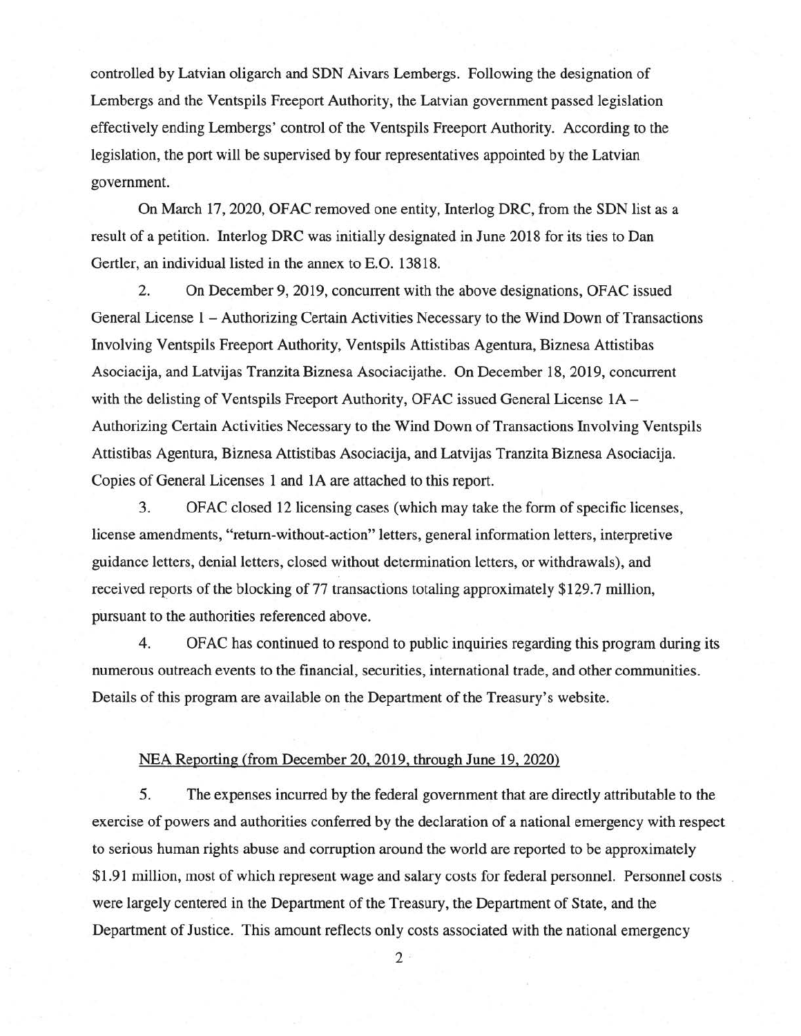controlled by Latvian oligarch and SDN Aivars Lembergs. Following the designation of Lembergs and the Ventspils Freeport Authority, the Latvian government passed legislation effectively ending Lembergs' control of the Ventspils Freeport Authority. According to the legislation, the port will be supervised by four representatives appointed by the Latvian government.

On March 17, 2020, OFAC removed one entity, Interlog DRC, from the SDN list as a result of a petition. Interlog DRC was initially designated in June 2018 for its ties to Dan Gertler, an individual listed in the annex to E.O. 13818.

2. On December 9, 2019, concurrent with the above designations, OFAC issued General License 1 – Authorizing Certain Activities Necessary to the Wind Down of Transactions Involving Ventspils Freeport Authority, Ventspils Attistibas Agentura, Biznesa Attistibas Asociacija, and Latvijas Tranzita Biznesa Asociacijathe. On December 18, 2019, concurrent with the delisting of Ventspils Freeport Authority, OFAC issued General License 1A – Authorizing Certain Activities Necessary to the Wind Down of Transactions Involving Ventspils Attistibas Agentura, Biznesa Attistibas Asociacija, and Latvijas Tranzita Biznesa Asociacija. Copies of General Licenses 1 and 1A are attached to this report.

3. OFAC closed 12 licensing cases (which may take the form of specific licenses, license amendments, "return-without-action" letters, general information letters, interpretive guidance letters, denial letters, closed without determination letters, or withdrawals), and received reports of the blocking of 77 transactions totaling approximately $129.7 million, pursuant to the authorities referenced above.

4. OFAC has continued to respond to public inquiries regarding this program during its numerous outreach events to the financial, securities, international trade, and other communities. Details of this program are available on the Department of the Treasury's website.

NEA Reporting (from December 20, 2019, through June 19, 2020)

5. The expenses incurred by the federal government that are directly attributable to the exercise of powers and authorities conferred by the declaration of a national emergency with respect to serious human rights abuse and corruption around the world are reported to be approximately $1.91 million, most of which represent wage and salary costs for federal personnel. Personnel costs were largely centered in the Department of the Treasury, the Department of State, and the Department of Justice. This amount reflects only costs associated with the national emergency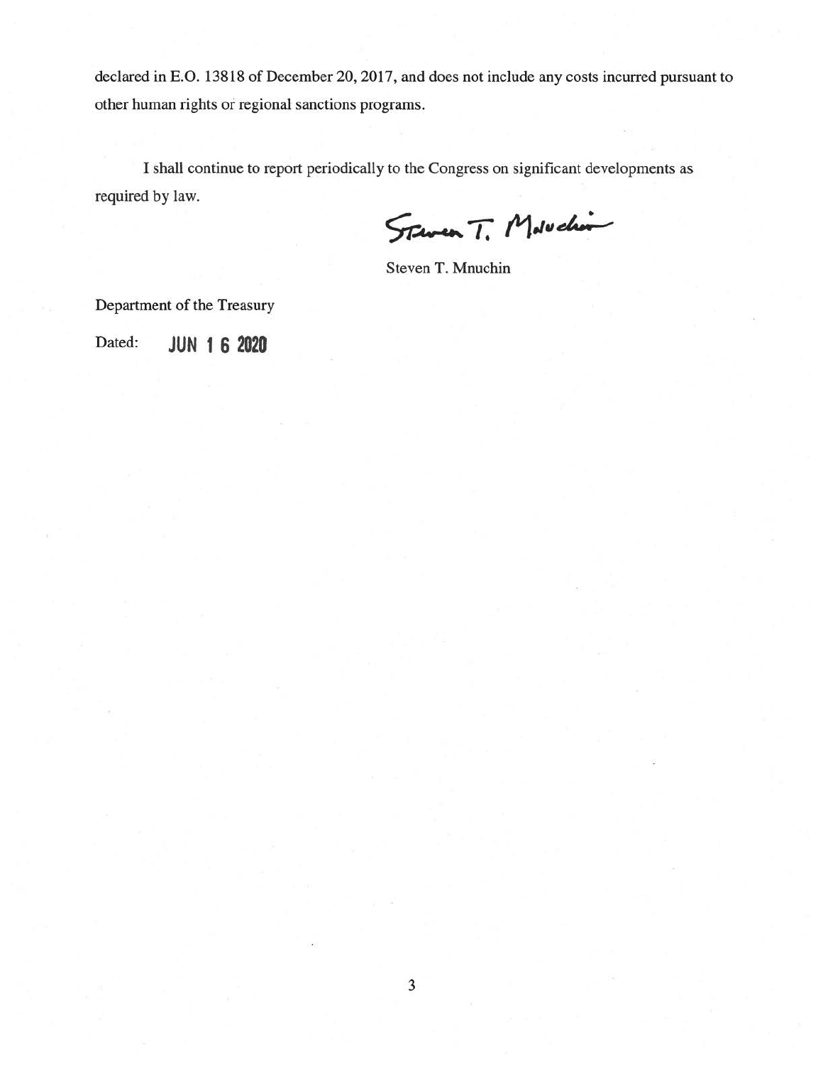declared in E.O. 13818 of December 20, 2017, and does not include any costs incurred pursuant to other human rights or regional sanctions programs.

I shall continue to report periodically to the Congress on significant developments as required by law.

Steven T. Mnuchin

Department of the Treasury

Dated: **JUN 16 2020**